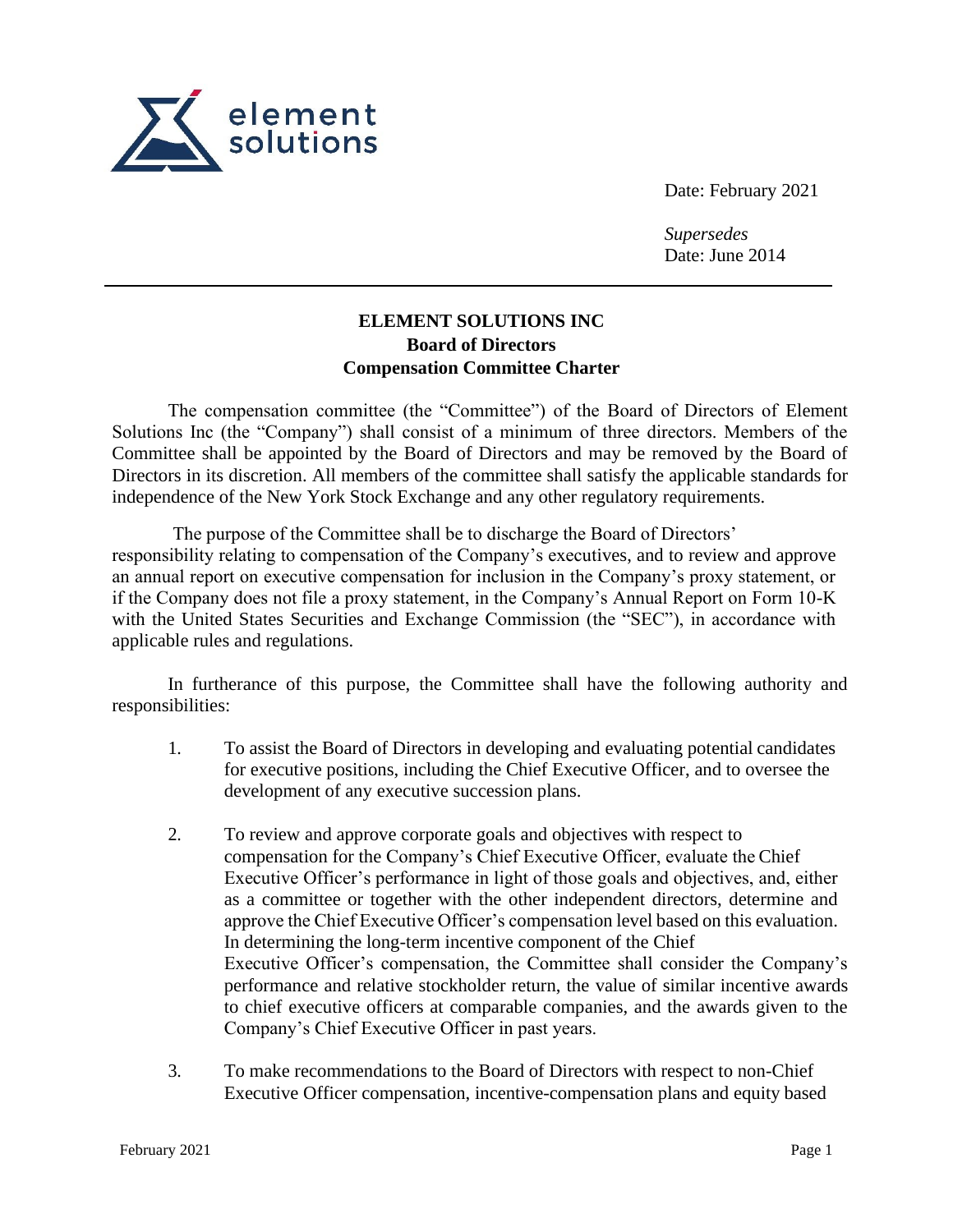element solutions

Date: February 2021

*Supersedes*
Date: June 2014

---

**ELEMENT SOLUTIONS INC**
**Board of Directors**
**Compensation Committee Charter**

The compensation committee (the "Committee") of the Board of Directors of Element Solutions Inc (the "Company") shall consist of a minimum of three directors. Members of the Committee shall be appointed by the Board of Directors and may be removed by the Board of Directors in its discretion. All members of the committee shall satisfy the applicable standards for independence of the New York Stock Exchange and any other regulatory requirements.

The purpose of the Committee shall be to discharge the Board of Directors' responsibility relating to compensation of the Company's executives, and to review and approve an annual report on executive compensation for inclusion in the Company's proxy statement, or if the Company does not file a proxy statement, in the Company's Annual Report on Form 10-K with the United States Securities and Exchange Commission (the "SEC"), in accordance with applicable rules and regulations.

In furtherance of this purpose, the Committee shall have the following authority and responsibilities:

1. To assist the Board of Directors in developing and evaluating potential candidates for executive positions, including the Chief Executive Officer, and to oversee the development of any executive succession plans.

2. To review and approve corporate goals and objectives with respect to compensation for the Company's Chief Executive Officer, evaluate the Chief Executive Officer's performance in light of those goals and objectives, and, either as a committee or together with the other independent directors, determine and approve the Chief Executive Officer's compensation level based on this evaluation. In determining the long-term incentive component of the Chief Executive Officer's compensation, the Committee shall consider the Company's performance and relative stockholder return, the value of similar incentive awards to chief executive officers at comparable companies, and the awards given to the Company's Chief Executive Officer in past years.

3. To make recommendations to the Board of Directors with respect to non-Chief Executive Officer compensation, incentive-compensation plans and equity based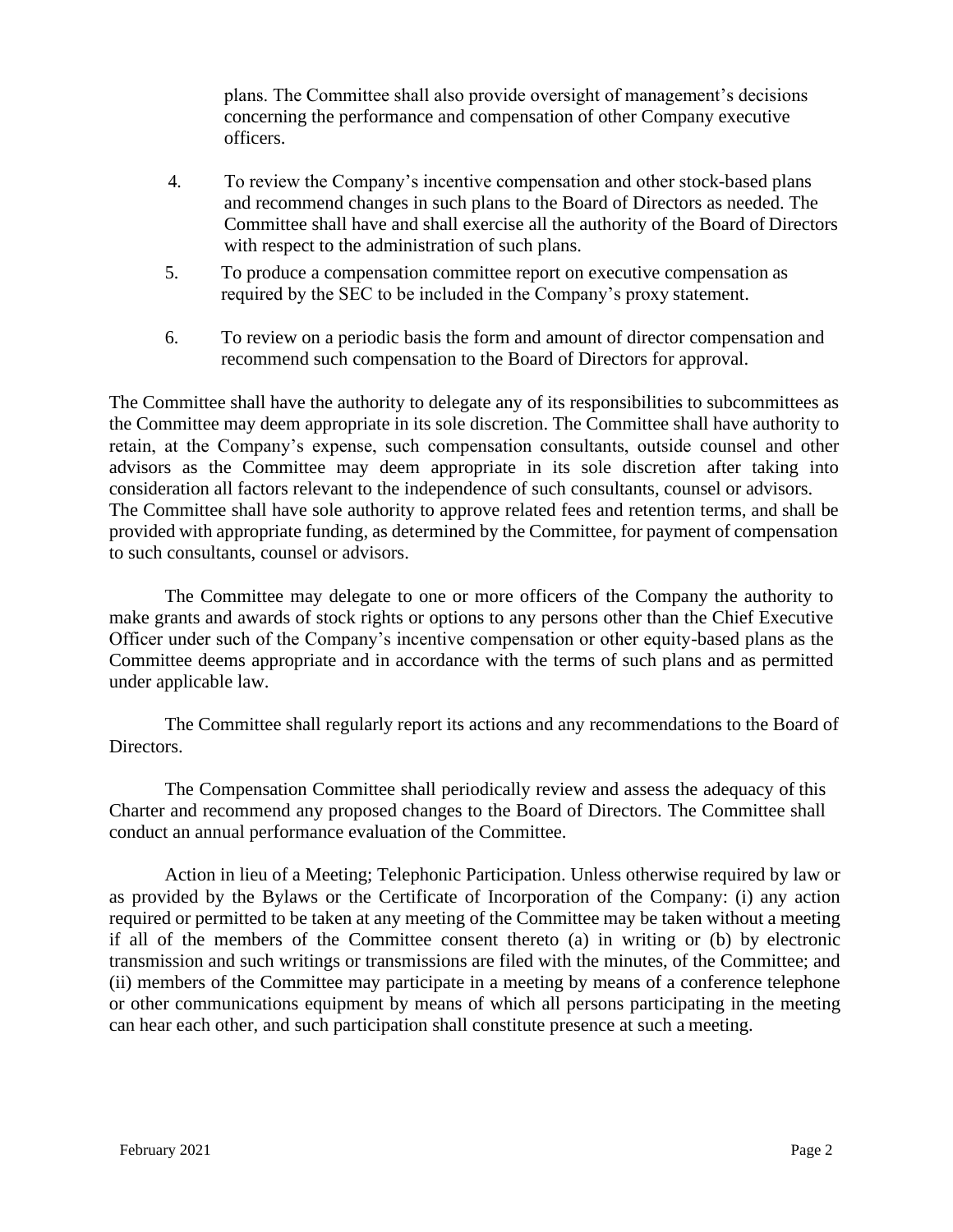plans. The Committee shall also provide oversight of management's decisions concerning the performance and compensation of other Company executive officers.

4. To review the Company's incentive compensation and other stock-based plans and recommend changes in such plans to the Board of Directors as needed. The Committee shall have and shall exercise all the authority of the Board of Directors with respect to the administration of such plans.
5. To produce a compensation committee report on executive compensation as required by the SEC to be included in the Company's proxy statement.
6. To review on a periodic basis the form and amount of director compensation and recommend such compensation to the Board of Directors for approval.

The Committee shall have the authority to delegate any of its responsibilities to subcommittees as the Committee may deem appropriate in its sole discretion. The Committee shall have authority to retain, at the Company's expense, such compensation consultants, outside counsel and other advisors as the Committee may deem appropriate in its sole discretion after taking into consideration all factors relevant to the independence of such consultants, counsel or advisors. The Committee shall have sole authority to approve related fees and retention terms, and shall be provided with appropriate funding, as determined by the Committee, for payment of compensation to such consultants, counsel or advisors.

The Committee may delegate to one or more officers of the Company the authority to make grants and awards of stock rights or options to any persons other than the Chief Executive Officer under such of the Company's incentive compensation or other equity-based plans as the Committee deems appropriate and in accordance with the terms of such plans and as permitted under applicable law.

The Committee shall regularly report its actions and any recommendations to the Board of Directors.

The Compensation Committee shall periodically review and assess the adequacy of this Charter and recommend any proposed changes to the Board of Directors. The Committee shall conduct an annual performance evaluation of the Committee.

Action in lieu of a Meeting; Telephonic Participation. Unless otherwise required by law or as provided by the Bylaws or the Certificate of Incorporation of the Company: (i) any action required or permitted to be taken at any meeting of the Committee may be taken without a meeting if all of the members of the Committee consent thereto (a) in writing or (b) by electronic transmission and such writings or transmissions are filed with the minutes, of the Committee; and (ii) members of the Committee may participate in a meeting by means of a conference telephone or other communications equipment by means of which all persons participating in the meeting can hear each other, and such participation shall constitute presence at such a meeting.

February 2021